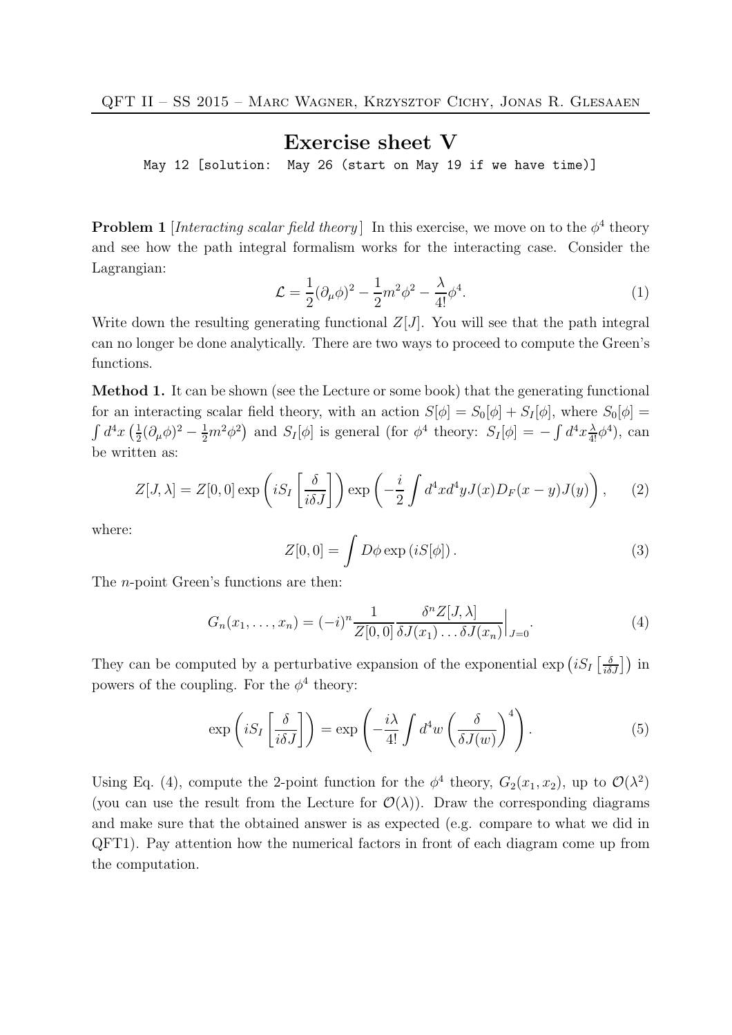# Exercise sheet V

May 12 [solution: May 26 (start on May 19 if we have time)]

**Problem 1** [*Interacting scalar field theory*] In this exercise, we move on to the $\phi^4$ theory and see how the path integral formalism works for the interacting case. Consider the Lagrangian:

$$\mathcal{L} = \frac{1}{2}(\partial_\mu \phi)^2 - \frac{1}{2}m^2\phi^2 - \frac{\lambda}{4!}\phi^4. \tag{1}$$

Write down the resulting generating functional $Z[J]$. You will see that the path integral can no longer be done analytically. There are two ways to proceed to compute the Green's functions.

**Method 1.** It can be shown (see the Lecture or some book) that the generating functional for an interacting scalar field theory, with an action $S[\phi] = S_0[\phi] + S_I[\phi]$, where $S_0[\phi] = \int d^4x \left(\frac{1}{2}(\partial_\mu\phi)^2 - \frac{1}{2}m^2\phi^2\right)$ and $S_I[\phi]$ is general (for $\phi^4$ theory: $S_I[\phi] = -\int d^4x \frac{\lambda}{4!}\phi^4$), can be written as:

$$Z[J,\lambda] = Z[0,0]\exp\left(iS_I\left[\frac{\delta}{i\delta J}\right]\right)\exp\left(-\frac{i}{2}\int d^4x d^4y J(x) D_F(x-y) J(y)\right), \tag{2}$$

where:

$$Z[0,0] = \int D\phi \exp\left(iS[\phi]\right). \tag{3}$$

The $n$-point Green's functions are then:

$$G_n(x_1,\ldots,x_n) = (-i)^n \frac{1}{Z[0,0]} \frac{\delta^n Z[J,\lambda]}{\delta J(x_1)\ldots\delta J(x_n)}\Big|_{J=0}. \tag{4}$$

They can be computed by a perturbative expansion of the exponential $\exp\left(iS_I\left[\frac{\delta}{i\delta J}\right]\right)$ in powers of the coupling. For the $\phi^4$ theory:

$$\exp\left(iS_I\left[\frac{\delta}{i\delta J}\right]\right) = \exp\left(-\frac{i\lambda}{4!}\int d^4w \left(\frac{\delta}{\delta J(w)}\right)^4\right). \tag{5}$$

Using Eq. (4), compute the 2-point function for the $\phi^4$ theory, $G_2(x_1,x_2)$, up to $\mathcal{O}(\lambda^2)$ (you can use the result from the Lecture for $\mathcal{O}(\lambda)$). Draw the corresponding diagrams and make sure that the obtained answer is as expected (e.g. compare to what we did in QFT1). Pay attention how the numerical factors in front of each diagram come up from the computation.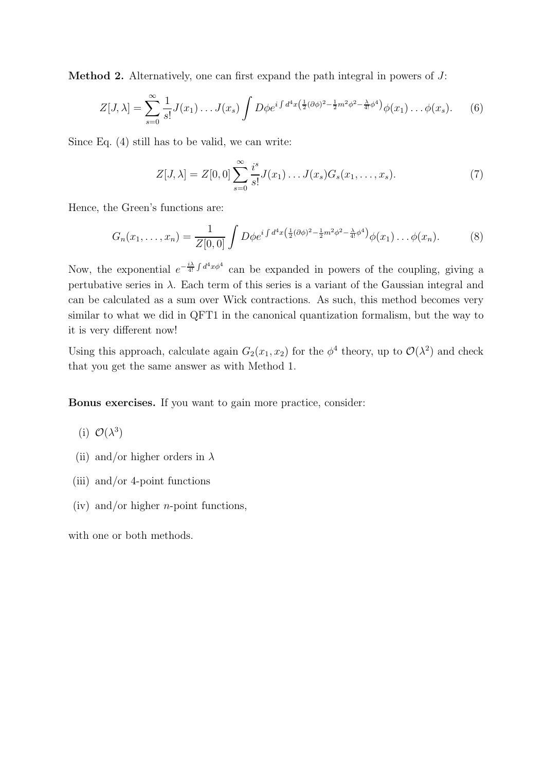**Method 2.** Alternatively, one can first expand the path integral in powers of $J$:

$$Z[J, \lambda] = \sum_{s=0}^{\infty} \frac{1}{s!} J(x_1) \dots J(x_s) \int D\phi e^{i \int d^4x \left(\frac{1}{2}(\partial\phi)^2 - \frac{1}{2}m^2\phi^2 - \frac{\lambda}{4!}\phi^4\right)} \phi(x_1) \dots \phi(x_s). \tag{6}$$

Since Eq. (4) still has to be valid, we can write:

$$Z[J, \lambda] = Z[0, 0] \sum_{s=0}^{\infty} \frac{i^s}{s!} J(x_1) \dots J(x_s) G_s(x_1, \dots, x_s). \tag{7}$$

Hence, the Green's functions are:

$$G_n(x_1, \dots, x_n) = \frac{1}{Z[0, 0]} \int D\phi e^{i \int d^4x \left(\frac{1}{2}(\partial\phi)^2 - \frac{1}{2}m^2\phi^2 - \frac{\lambda}{4!}\phi^4\right)} \phi(x_1) \dots \phi(x_n). \tag{8}$$

Now, the exponential $e^{-\frac{i\lambda}{4!} \int d^4x \phi^4}$ can be expanded in powers of the coupling, giving a pertubative series in $\lambda$. Each term of this series is a variant of the Gaussian integral and can be calculated as a sum over Wick contractions. As such, this method becomes very similar to what we did in QFT1 in the canonical quantization formalism, but the way to it is very different now!

Using this approach, calculate again $G_2(x_1, x_2)$ for the $\phi^4$ theory, up to $\mathcal{O}(\lambda^2)$ and check that you get the same answer as with Method 1.

**Bonus exercises.** If you want to gain more practice, consider:

(i) $\mathcal{O}(\lambda^3)$

(ii) and/or higher orders in $\lambda$

(iii) and/or 4-point functions

(iv) and/or higher $n$-point functions,

with one or both methods.